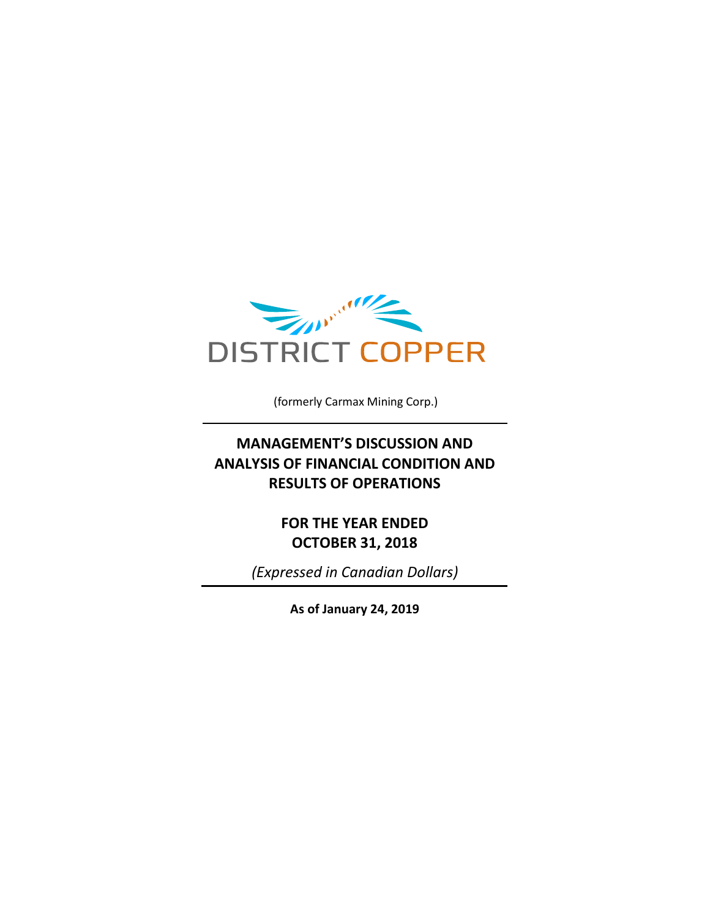DISTRICT COPPER

(formerly Carmax Mining Corp.)

# MANAGEMENT'S DISCUSSION AND ANALYSIS OF FINANCIAL CONDITION AND RESULTS OF OPERATIONS

## FOR THE YEAR ENDED OCTOBER 31, 2018

*(Expressed in Canadian Dollars)*

**As of January 24, 2019**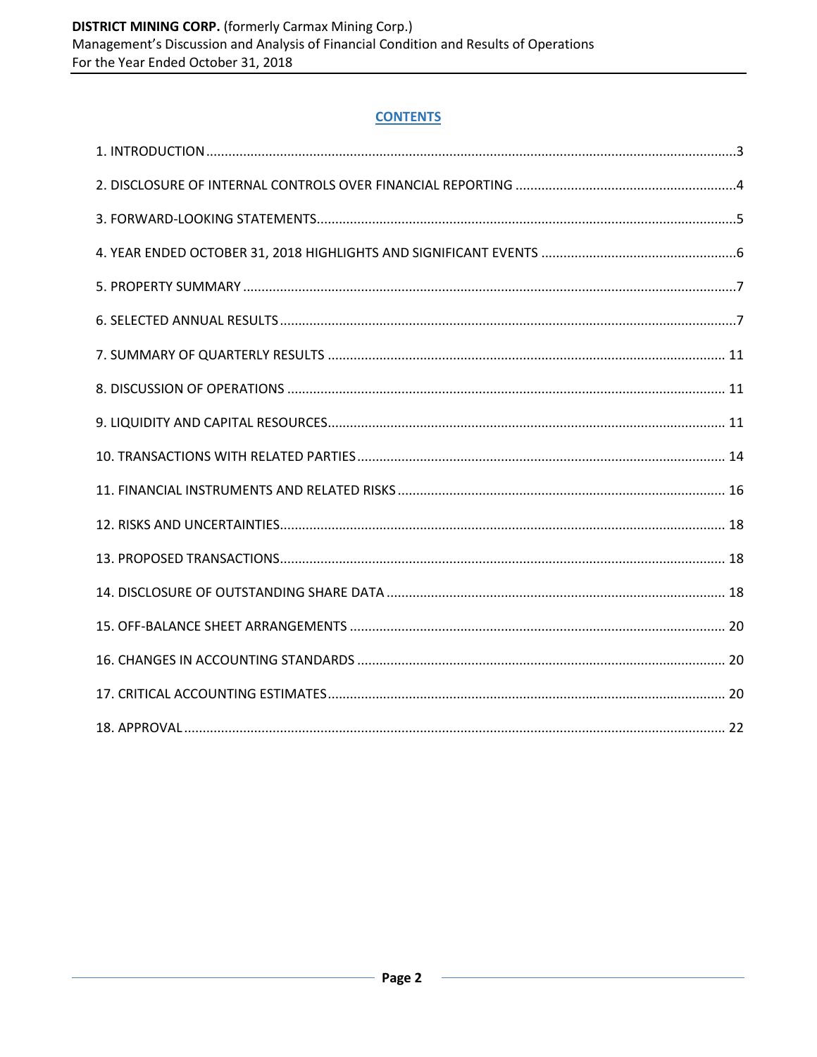## CONTENTS

| Section | Page |
|---|---|
| 1. INTRODUCTION | 3 |
| 2. DISCLOSURE OF INTERNAL CONTROLS OVER FINANCIAL REPORTING | 4 |
| 3. FORWARD-LOOKING STATEMENTS | 5 |
| 4. YEAR ENDED OCTOBER 31, 2018 HIGHLIGHTS AND SIGNIFICANT EVENTS | 6 |
| 5. PROPERTY SUMMARY | 7 |
| 6. SELECTED ANNUAL RESULTS | 7 |
| 7. SUMMARY OF QUARTERLY RESULTS | 11 |
| 8. DISCUSSION OF OPERATIONS | 11 |
| 9. LIQUIDITY AND CAPITAL RESOURCES | 11 |
| 10. TRANSACTIONS WITH RELATED PARTIES | 14 |
| 11. FINANCIAL INSTRUMENTS AND RELATED RISKS | 16 |
| 12. RISKS AND UNCERTAINTIES | 18 |
| 13. PROPOSED TRANSACTIONS | 18 |
| 14. DISCLOSURE OF OUTSTANDING SHARE DATA | 18 |
| 15. OFF-BALANCE SHEET ARRANGEMENTS | 20 |
| 16. CHANGES IN ACCOUNTING STANDARDS | 20 |
| 17. CRITICAL ACCOUNTING ESTIMATES | 20 |
| 18. APPROVAL | 22 |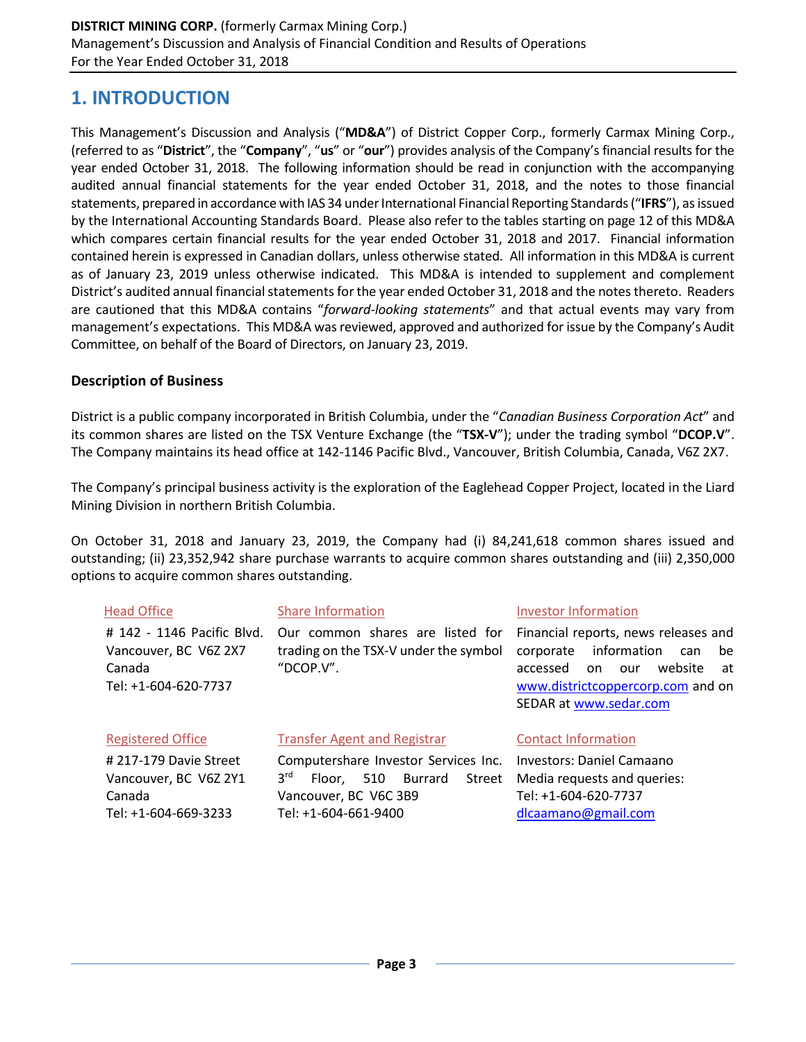# 1. INTRODUCTION

This Management's Discussion and Analysis ("**MD&A**") of District Copper Corp., formerly Carmax Mining Corp., (referred to as "**District**", the "**Company**", "**us**" or "**our**") provides analysis of the Company's financial results for the year ended October 31, 2018. The following information should be read in conjunction with the accompanying audited annual financial statements for the year ended October 31, 2018, and the notes to those financial statements, prepared in accordance with IAS 34 under International Financial Reporting Standards ("**IFRS**"), as issued by the International Accounting Standards Board. Please also refer to the tables starting on page 12 of this MD&A which compares certain financial results for the year ended October 31, 2018 and 2017. Financial information contained herein is expressed in Canadian dollars, unless otherwise stated. All information in this MD&A is current as of January 23, 2019 unless otherwise indicated. This MD&A is intended to supplement and complement District's audited annual financial statements for the year ended October 31, 2018 and the notes thereto. Readers are cautioned that this MD&A contains "*forward-looking statements*" and that actual events may vary from management's expectations. This MD&A was reviewed, approved and authorized for issue by the Company's Audit Committee, on behalf of the Board of Directors, on January 23, 2019.

### Description of Business

District is a public company incorporated in British Columbia, under the "*Canadian Business Corporation Act*" and its common shares are listed on the TSX Venture Exchange (the "**TSX-V**"); under the trading symbol "**DCOP.V**". The Company maintains its head office at 142-1146 Pacific Blvd., Vancouver, British Columbia, Canada, V6Z 2X7.

The Company's principal business activity is the exploration of the Eaglehead Copper Project, located in the Liard Mining Division in northern British Columbia.

On October 31, 2018 and January 23, 2019, the Company had (i) 84,241,618 common shares issued and outstanding; (ii) 23,352,942 share purchase warrants to acquire common shares outstanding and (iii) 2,350,000 options to acquire common shares outstanding.

**Head Office**

# 142 - 1146 Pacific Blvd.
Vancouver, BC V6Z 2X7
Canada
Tel: +1-604-620-7737

**Share Information**

Our common shares are listed for trading on the TSX-V under the symbol "DCOP.V".

**Investor Information**

Financial reports, news releases and corporate information can be accessed on our website at www.districtcoppercorp.com and on SEDAR at www.sedar.com

**Registered Office**

# 217-179 Davie Street
Vancouver, BC V6Z 2Y1
Canada
Tel: +1-604-669-3233

**Transfer Agent and Registrar**

Computershare Investor Services Inc.
3rd Floor, 510 Burrard Street
Vancouver, BC V6C 3B9
Tel: +1-604-661-9400

**Contact Information**

Investors: Daniel Camaano
Media requests and queries:
Tel: +1-604-620-7737
dlcaamano@gmail.com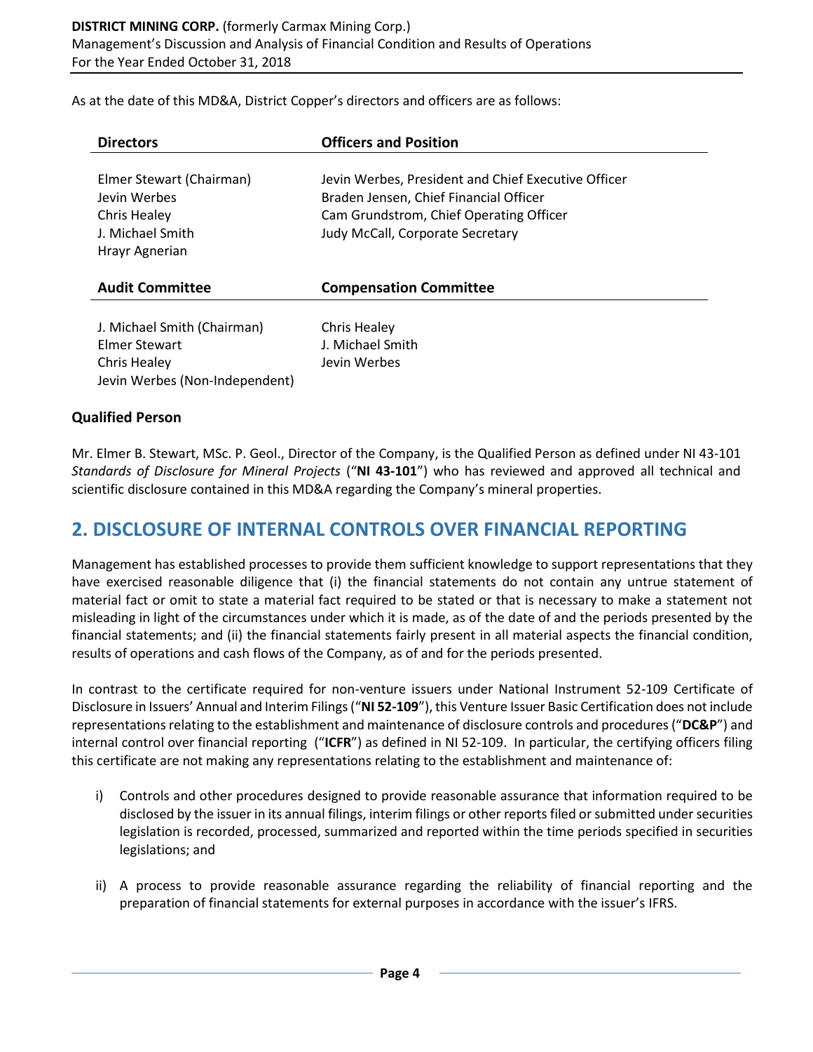As at the date of this MD&A, District Copper's directors and officers are as follows:

| Directors | Officers and Position |
|---|---|
| Elmer Stewart (Chairman) | Jevin Werbes, President and Chief Executive Officer |
| Jevin Werbes | Braden Jensen, Chief Financial Officer |
| Chris Healey | Cam Grundstrom, Chief Operating Officer |
| J. Michael Smith | Judy McCall, Corporate Secretary |
| Hrayr Agnerian | |

| Audit Committee | Compensation Committee |
|---|---|
| J. Michael Smith (Chairman) | Chris Healey |
| Elmer Stewart | J. Michael Smith |
| Chris Healey | Jevin Werbes |
| Jevin Werbes (Non-Independent) | |

### Qualified Person

Mr. Elmer B. Stewart, MSc. P. Geol., Director of the Company, is the Qualified Person as defined under NI 43-101 *Standards of Disclosure for Mineral Projects* ("**NI 43-101**") who has reviewed and approved all technical and scientific disclosure contained in this MD&A regarding the Company's mineral properties.

## 2. DISCLOSURE OF INTERNAL CONTROLS OVER FINANCIAL REPORTING

Management has established processes to provide them sufficient knowledge to support representations that they have exercised reasonable diligence that (i) the financial statements do not contain any untrue statement of material fact or omit to state a material fact required to be stated or that is necessary to make a statement not misleading in light of the circumstances under which it is made, as of the date of and the periods presented by the financial statements; and (ii) the financial statements fairly present in all material aspects the financial condition, results of operations and cash flows of the Company, as of and for the periods presented.

In contrast to the certificate required for non-venture issuers under National Instrument 52-109 Certificate of Disclosure in Issuers' Annual and Interim Filings ("**NI 52-109**"), this Venture Issuer Basic Certification does not include representations relating to the establishment and maintenance of disclosure controls and procedures ("**DC&P**") and internal control over financial reporting ("**ICFR**") as defined in NI 52-109. In particular, the certifying officers filing this certificate are not making any representations relating to the establishment and maintenance of:

i) Controls and other procedures designed to provide reasonable assurance that information required to be disclosed by the issuer in its annual filings, interim filings or other reports filed or submitted under securities legislation is recorded, processed, summarized and reported within the time periods specified in securities legislations; and

ii) A process to provide reasonable assurance regarding the reliability of financial reporting and the preparation of financial statements for external purposes in accordance with the issuer's IFRS.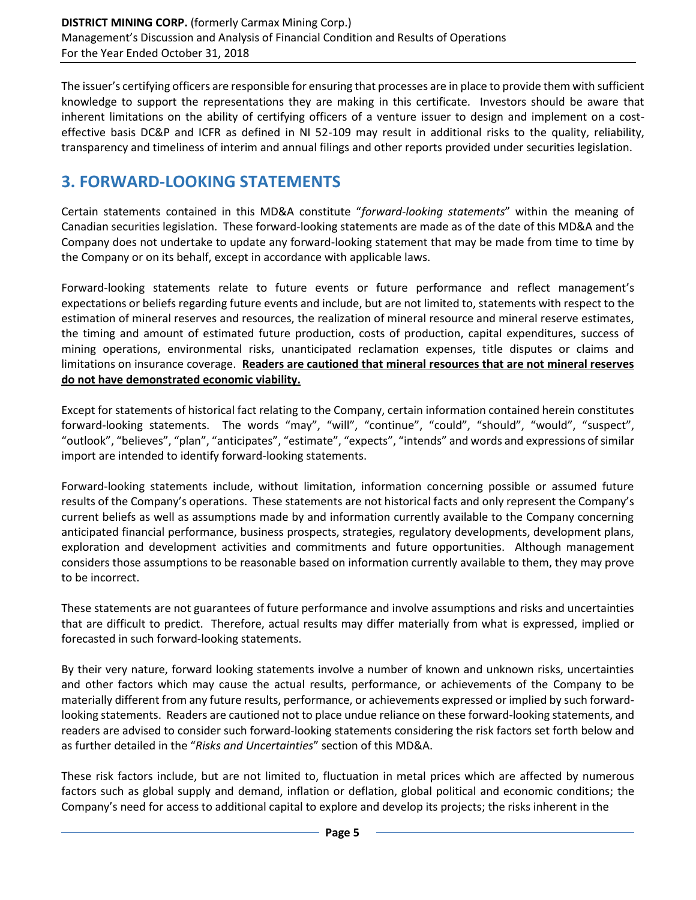The issuer's certifying officers are responsible for ensuring that processes are in place to provide them with sufficient knowledge to support the representations they are making in this certificate. Investors should be aware that inherent limitations on the ability of certifying officers of a venture issuer to design and implement on a cost-effective basis DC&P and ICFR as defined in NI 52-109 may result in additional risks to the quality, reliability, transparency and timeliness of interim and annual filings and other reports provided under securities legislation.

## 3. FORWARD-LOOKING STATEMENTS

Certain statements contained in this MD&A constitute "*forward-looking statements*" within the meaning of Canadian securities legislation. These forward-looking statements are made as of the date of this MD&A and the Company does not undertake to update any forward-looking statement that may be made from time to time by the Company or on its behalf, except in accordance with applicable laws.

Forward-looking statements relate to future events or future performance and reflect management's expectations or beliefs regarding future events and include, but are not limited to, statements with respect to the estimation of mineral reserves and resources, the realization of mineral resource and mineral reserve estimates, the timing and amount of estimated future production, costs of production, capital expenditures, success of mining operations, environmental risks, unanticipated reclamation expenses, title disputes or claims and limitations on insurance coverage. **Readers are cautioned that mineral resources that are not mineral reserves do not have demonstrated economic viability.**

Except for statements of historical fact relating to the Company, certain information contained herein constitutes forward-looking statements. The words "may", "will", "continue", "could", "should", "would", "suspect", "outlook", "believes", "plan", "anticipates", "estimate", "expects", "intends" and words and expressions of similar import are intended to identify forward-looking statements.

Forward-looking statements include, without limitation, information concerning possible or assumed future results of the Company's operations. These statements are not historical facts and only represent the Company's current beliefs as well as assumptions made by and information currently available to the Company concerning anticipated financial performance, business prospects, strategies, regulatory developments, development plans, exploration and development activities and commitments and future opportunities. Although management considers those assumptions to be reasonable based on information currently available to them, they may prove to be incorrect.

These statements are not guarantees of future performance and involve assumptions and risks and uncertainties that are difficult to predict. Therefore, actual results may differ materially from what is expressed, implied or forecasted in such forward-looking statements.

By their very nature, forward looking statements involve a number of known and unknown risks, uncertainties and other factors which may cause the actual results, performance, or achievements of the Company to be materially different from any future results, performance, or achievements expressed or implied by such forward-looking statements. Readers are cautioned not to place undue reliance on these forward-looking statements, and readers are advised to consider such forward-looking statements considering the risk factors set forth below and as further detailed in the "*Risks and Uncertainties*" section of this MD&A.

These risk factors include, but are not limited to, fluctuation in metal prices which are affected by numerous factors such as global supply and demand, inflation or deflation, global political and economic conditions; the Company's need for access to additional capital to explore and develop its projects; the risks inherent in the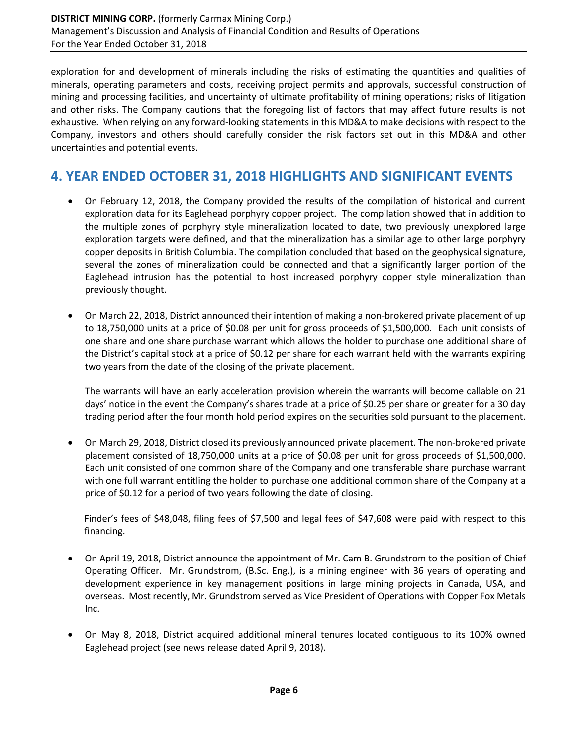exploration for and development of minerals including the risks of estimating the quantities and qualities of minerals, operating parameters and costs, receiving project permits and approvals, successful construction of mining and processing facilities, and uncertainty of ultimate profitability of mining operations; risks of litigation and other risks. The Company cautions that the foregoing list of factors that may affect future results is not exhaustive. When relying on any forward-looking statements in this MD&A to make decisions with respect to the Company, investors and others should carefully consider the risk factors set out in this MD&A and other uncertainties and potential events.

## 4. YEAR ENDED OCTOBER 31, 2018 HIGHLIGHTS AND SIGNIFICANT EVENTS

- On February 12, 2018, the Company provided the results of the compilation of historical and current exploration data for its Eaglehead porphyry copper project. The compilation showed that in addition to the multiple zones of porphyry style mineralization located to date, two previously unexplored large exploration targets were defined, and that the mineralization has a similar age to other large porphyry copper deposits in British Columbia. The compilation concluded that based on the geophysical signature, several the zones of mineralization could be connected and that a significantly larger portion of the Eaglehead intrusion has the potential to host increased porphyry copper style mineralization than previously thought.

- On March 22, 2018, District announced their intention of making a non-brokered private placement of up to 18,750,000 units at a price of $0.08 per unit for gross proceeds of $1,500,000. Each unit consists of one share and one share purchase warrant which allows the holder to purchase one additional share of the District's capital stock at a price of $0.12 per share for each warrant held with the warrants expiring two years from the date of the closing of the private placement.

  The warrants will have an early acceleration provision wherein the warrants will become callable on 21 days' notice in the event the Company's shares trade at a price of $0.25 per share or greater for a 30 day trading period after the four month hold period expires on the securities sold pursuant to the placement.

- On March 29, 2018, District closed its previously announced private placement. The non-brokered private placement consisted of 18,750,000 units at a price of $0.08 per unit for gross proceeds of $1,500,000. Each unit consisted of one common share of the Company and one transferable share purchase warrant with one full warrant entitling the holder to purchase one additional common share of the Company at a price of $0.12 for a period of two years following the date of closing.

  Finder's fees of $48,048, filing fees of $7,500 and legal fees of $47,608 were paid with respect to this financing.

- On April 19, 2018, District announce the appointment of Mr. Cam B. Grundstrom to the position of Chief Operating Officer. Mr. Grundstrom, (B.Sc. Eng.), is a mining engineer with 36 years of operating and development experience in key management positions in large mining projects in Canada, USA, and overseas. Most recently, Mr. Grundstrom served as Vice President of Operations with Copper Fox Metals Inc.

- On May 8, 2018, District acquired additional mineral tenures located contiguous to its 100% owned Eaglehead project (see news release dated April 9, 2018).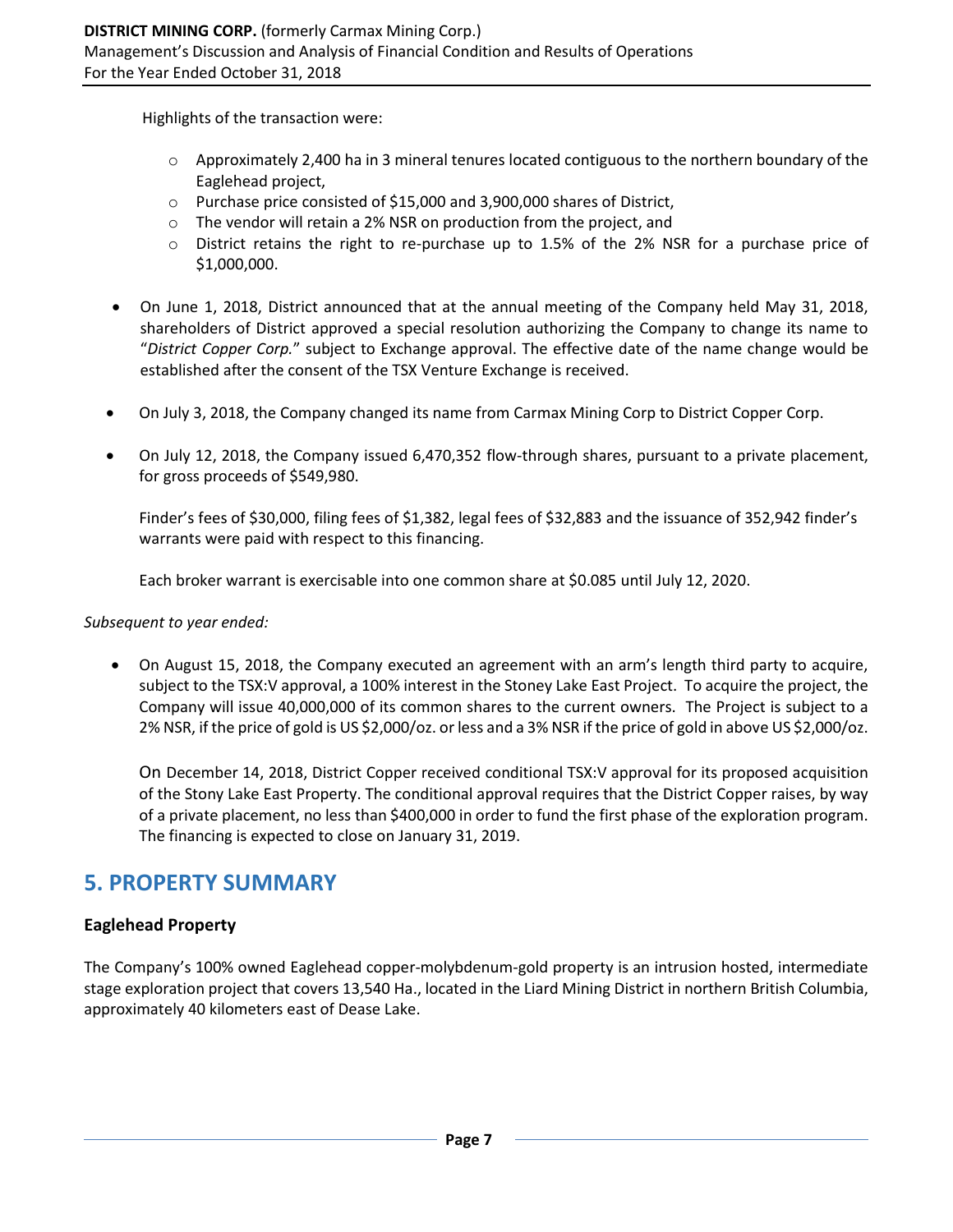Highlights of the transaction were:

- Approximately 2,400 ha in 3 mineral tenures located contiguous to the northern boundary of the Eaglehead project,
- Purchase price consisted of $15,000 and 3,900,000 shares of District,
- The vendor will retain a 2% NSR on production from the project, and
- District retains the right to re-purchase up to 1.5% of the 2% NSR for a purchase price of $1,000,000.

- On June 1, 2018, District announced that at the annual meeting of the Company held May 31, 2018, shareholders of District approved a special resolution authorizing the Company to change its name to "*District Copper Corp.*" subject to Exchange approval. The effective date of the name change would be established after the consent of the TSX Venture Exchange is received.

- On July 3, 2018, the Company changed its name from Carmax Mining Corp to District Copper Corp.

- On July 12, 2018, the Company issued 6,470,352 flow-through shares, pursuant to a private placement, for gross proceeds of $549,980.

  Finder's fees of $30,000, filing fees of $1,382, legal fees of $32,883 and the issuance of 352,942 finder's warrants were paid with respect to this financing.

  Each broker warrant is exercisable into one common share at $0.085 until July 12, 2020.

*Subsequent to year ended:*

- On August 15, 2018, the Company executed an agreement with an arm's length third party to acquire, subject to the TSX:V approval, a 100% interest in the Stoney Lake East Project. To acquire the project, the Company will issue 40,000,000 of its common shares to the current owners. The Project is subject to a 2% NSR, if the price of gold is US $2,000/oz. or less and a 3% NSR if the price of gold in above US $2,000/oz.

  On December 14, 2018, District Copper received conditional TSX:V approval for its proposed acquisition of the Stony Lake East Property. The conditional approval requires that the District Copper raises, by way of a private placement, no less than $400,000 in order to fund the first phase of the exploration program. The financing is expected to close on January 31, 2019.

## 5. PROPERTY SUMMARY

### Eaglehead Property

The Company's 100% owned Eaglehead copper-molybdenum-gold property is an intrusion hosted, intermediate stage exploration project that covers 13,540 Ha., located in the Liard Mining District in northern British Columbia, approximately 40 kilometers east of Dease Lake.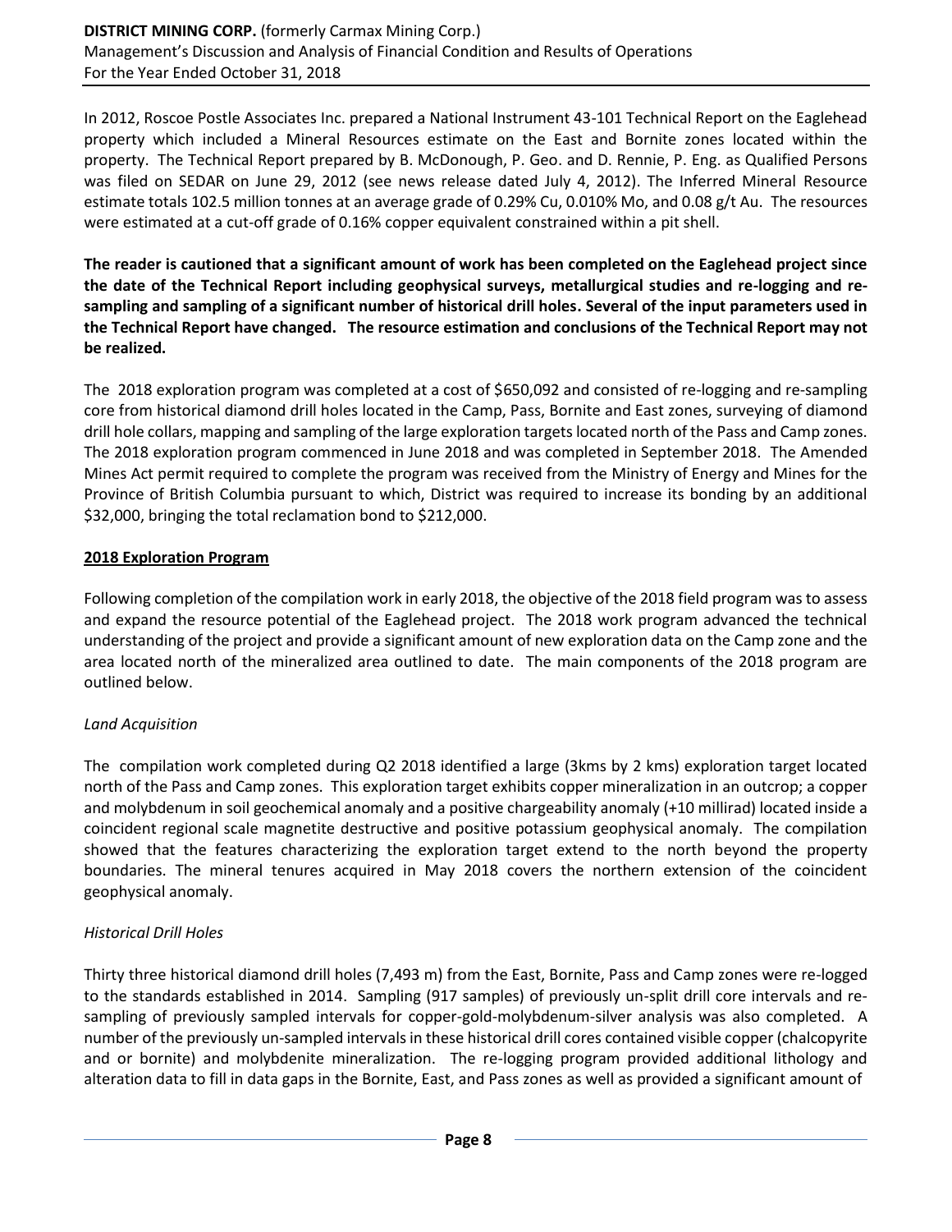In 2012, Roscoe Postle Associates Inc. prepared a National Instrument 43-101 Technical Report on the Eaglehead property which included a Mineral Resources estimate on the East and Bornite zones located within the property. The Technical Report prepared by B. McDonough, P. Geo. and D. Rennie, P. Eng. as Qualified Persons was filed on SEDAR on June 29, 2012 (see news release dated July 4, 2012). The Inferred Mineral Resource estimate totals 102.5 million tonnes at an average grade of 0.29% Cu, 0.010% Mo, and 0.08 g/t Au. The resources were estimated at a cut-off grade of 0.16% copper equivalent constrained within a pit shell.

**The reader is cautioned that a significant amount of work has been completed on the Eaglehead project since the date of the Technical Report including geophysical surveys, metallurgical studies and re-logging and re-sampling and sampling of a significant number of historical drill holes. Several of the input parameters used in the Technical Report have changed. The resource estimation and conclusions of the Technical Report may not be realized.**

The 2018 exploration program was completed at a cost of $650,092 and consisted of re-logging and re-sampling core from historical diamond drill holes located in the Camp, Pass, Bornite and East zones, surveying of diamond drill hole collars, mapping and sampling of the large exploration targets located north of the Pass and Camp zones. The 2018 exploration program commenced in June 2018 and was completed in September 2018. The Amended Mines Act permit required to complete the program was received from the Ministry of Energy and Mines for the Province of British Columbia pursuant to which, District was required to increase its bonding by an additional $32,000, bringing the total reclamation bond to $212,000.

**2018 Exploration Program**

Following completion of the compilation work in early 2018, the objective of the 2018 field program was to assess and expand the resource potential of the Eaglehead project. The 2018 work program advanced the technical understanding of the project and provide a significant amount of new exploration data on the Camp zone and the area located north of the mineralized area outlined to date. The main components of the 2018 program are outlined below.

*Land Acquisition*

The compilation work completed during Q2 2018 identified a large (3kms by 2 kms) exploration target located north of the Pass and Camp zones. This exploration target exhibits copper mineralization in an outcrop; a copper and molybdenum in soil geochemical anomaly and a positive chargeability anomaly (+10 millirad) located inside a coincident regional scale magnetite destructive and positive potassium geophysical anomaly. The compilation showed that the features characterizing the exploration target extend to the north beyond the property boundaries. The mineral tenures acquired in May 2018 covers the northern extension of the coincident geophysical anomaly.

*Historical Drill Holes*

Thirty three historical diamond drill holes (7,493 m) from the East, Bornite, Pass and Camp zones were re-logged to the standards established in 2014. Sampling (917 samples) of previously un-split drill core intervals and re-sampling of previously sampled intervals for copper-gold-molybdenum-silver analysis was also completed. A number of the previously un-sampled intervals in these historical drill cores contained visible copper (chalcopyrite and or bornite) and molybdenite mineralization. The re-logging program provided additional lithology and alteration data to fill in data gaps in the Bornite, East, and Pass zones as well as provided a significant amount of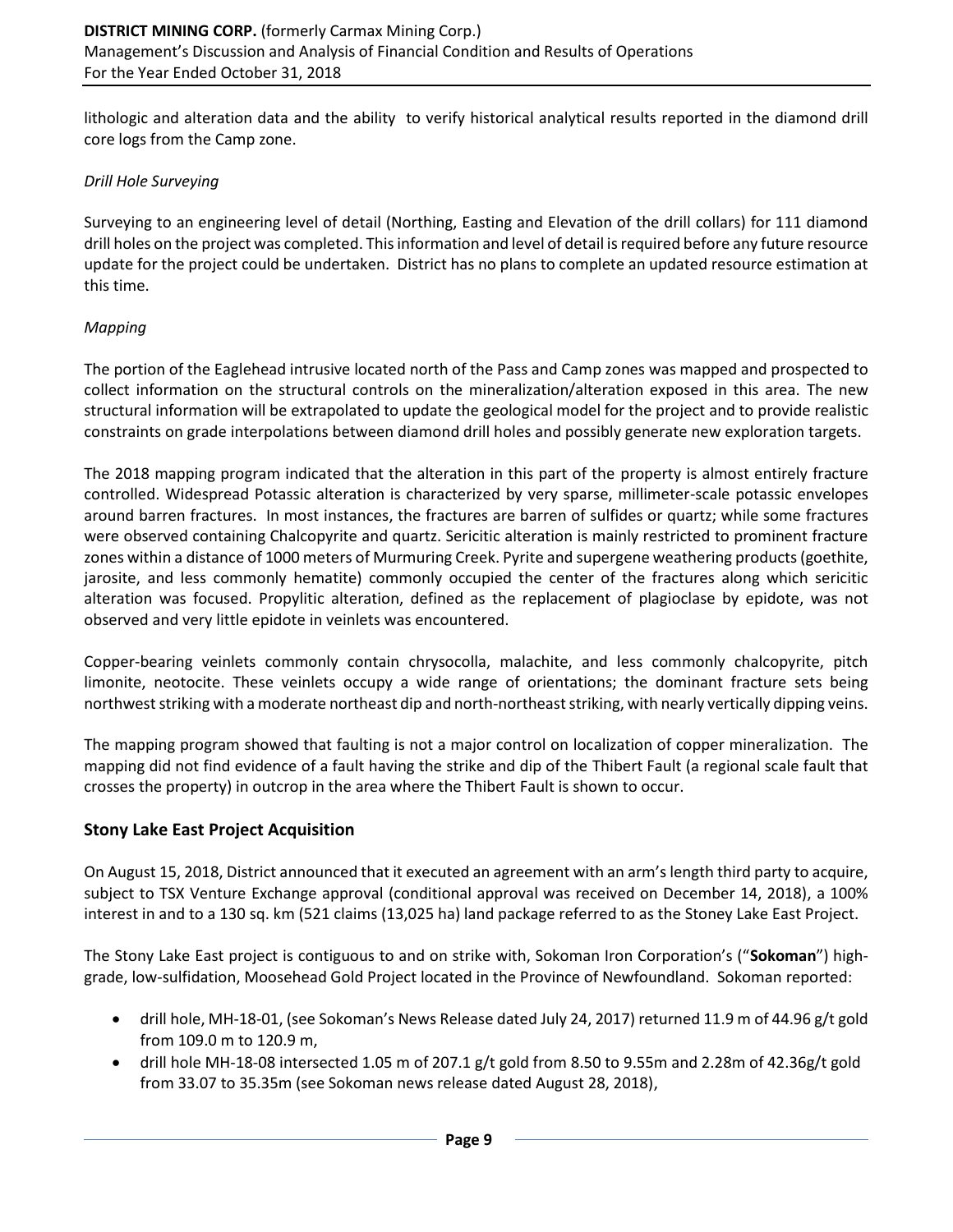lithologic and alteration data and the ability to verify historical analytical results reported in the diamond drill core logs from the Camp zone.

*Drill Hole Surveying*

Surveying to an engineering level of detail (Northing, Easting and Elevation of the drill collars) for 111 diamond drill holes on the project was completed. This information and level of detail is required before any future resource update for the project could be undertaken. District has no plans to complete an updated resource estimation at this time.

*Mapping*

The portion of the Eaglehead intrusive located north of the Pass and Camp zones was mapped and prospected to collect information on the structural controls on the mineralization/alteration exposed in this area. The new structural information will be extrapolated to update the geological model for the project and to provide realistic constraints on grade interpolations between diamond drill holes and possibly generate new exploration targets.

The 2018 mapping program indicated that the alteration in this part of the property is almost entirely fracture controlled. Widespread Potassic alteration is characterized by very sparse, millimeter-scale potassic envelopes around barren fractures. In most instances, the fractures are barren of sulfides or quartz; while some fractures were observed containing Chalcopyrite and quartz. Sericitic alteration is mainly restricted to prominent fracture zones within a distance of 1000 meters of Murmuring Creek. Pyrite and supergene weathering products (goethite, jarosite, and less commonly hematite) commonly occupied the center of the fractures along which sericitic alteration was focused. Propylitic alteration, defined as the replacement of plagioclase by epidote, was not observed and very little epidote in veinlets was encountered.

Copper-bearing veinlets commonly contain chrysocolla, malachite, and less commonly chalcopyrite, pitch limonite, neotocite. These veinlets occupy a wide range of orientations; the dominant fracture sets being northwest striking with a moderate northeast dip and north-northeast striking, with nearly vertically dipping veins.

The mapping program showed that faulting is not a major control on localization of copper mineralization. The mapping did not find evidence of a fault having the strike and dip of the Thibert Fault (a regional scale fault that crosses the property) in outcrop in the area where the Thibert Fault is shown to occur.

## Stony Lake East Project Acquisition

On August 15, 2018, District announced that it executed an agreement with an arm's length third party to acquire, subject to TSX Venture Exchange approval (conditional approval was received on December 14, 2018), a 100% interest in and to a 130 sq. km (521 claims (13,025 ha) land package referred to as the Stoney Lake East Project.

The Stony Lake East project is contiguous to and on strike with, Sokoman Iron Corporation's ("**Sokoman**") high-grade, low-sulfidation, Moosehead Gold Project located in the Province of Newfoundland. Sokoman reported:

- drill hole, MH-18-01, (see Sokoman's News Release dated July 24, 2017) returned 11.9 m of 44.96 g/t gold from 109.0 m to 120.9 m,
- drill hole MH-18-08 intersected 1.05 m of 207.1 g/t gold from 8.50 to 9.55m and 2.28m of 42.36g/t gold from 33.07 to 35.35m (see Sokoman news release dated August 28, 2018),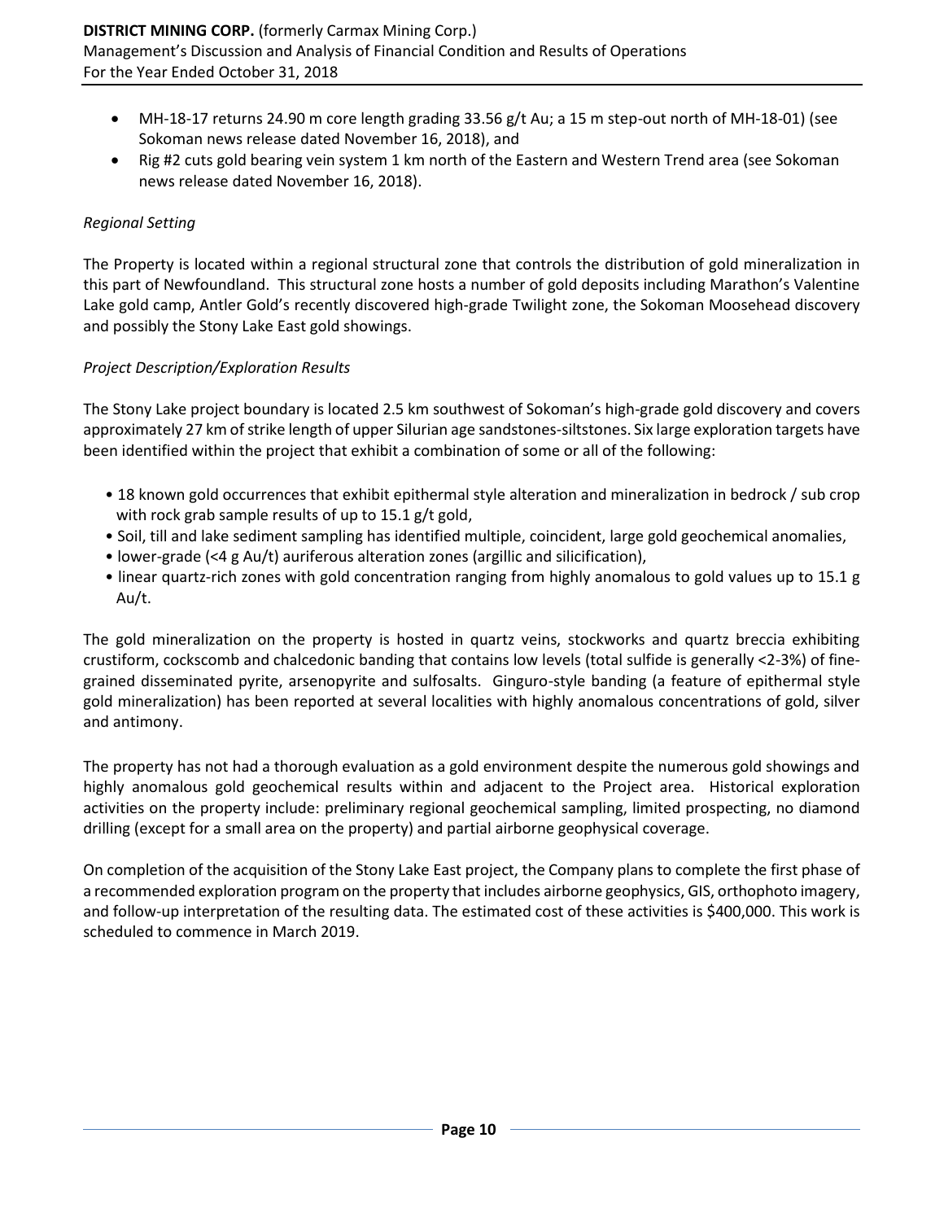- MH-18-17 returns 24.90 m core length grading 33.56 g/t Au; a 15 m step-out north of MH-18-01) (see Sokoman news release dated November 16, 2018), and
- Rig #2 cuts gold bearing vein system 1 km north of the Eastern and Western Trend area (see Sokoman news release dated November 16, 2018).

*Regional Setting*

The Property is located within a regional structural zone that controls the distribution of gold mineralization in this part of Newfoundland. This structural zone hosts a number of gold deposits including Marathon's Valentine Lake gold camp, Antler Gold's recently discovered high-grade Twilight zone, the Sokoman Moosehead discovery and possibly the Stony Lake East gold showings.

*Project Description/Exploration Results*

The Stony Lake project boundary is located 2.5 km southwest of Sokoman's high-grade gold discovery and covers approximately 27 km of strike length of upper Silurian age sandstones-siltstones. Six large exploration targets have been identified within the project that exhibit a combination of some or all of the following:

- 18 known gold occurrences that exhibit epithermal style alteration and mineralization in bedrock / sub crop with rock grab sample results of up to 15.1 g/t gold,
- Soil, till and lake sediment sampling has identified multiple, coincident, large gold geochemical anomalies,
- lower-grade (<4 g Au/t) auriferous alteration zones (argillic and silicification),
- linear quartz-rich zones with gold concentration ranging from highly anomalous to gold values up to 15.1 g Au/t.

The gold mineralization on the property is hosted in quartz veins, stockworks and quartz breccia exhibiting crustiform, cockscomb and chalcedonic banding that contains low levels (total sulfide is generally <2-3%) of fine-grained disseminated pyrite, arsenopyrite and sulfosalts. Ginguro-style banding (a feature of epithermal style gold mineralization) has been reported at several localities with highly anomalous concentrations of gold, silver and antimony.

The property has not had a thorough evaluation as a gold environment despite the numerous gold showings and highly anomalous gold geochemical results within and adjacent to the Project area. Historical exploration activities on the property include: preliminary regional geochemical sampling, limited prospecting, no diamond drilling (except for a small area on the property) and partial airborne geophysical coverage.

On completion of the acquisition of the Stony Lake East project, the Company plans to complete the first phase of a recommended exploration program on the property that includes airborne geophysics, GIS, orthophoto imagery, and follow-up interpretation of the resulting data. The estimated cost of these activities is $400,000. This work is scheduled to commence in March 2019.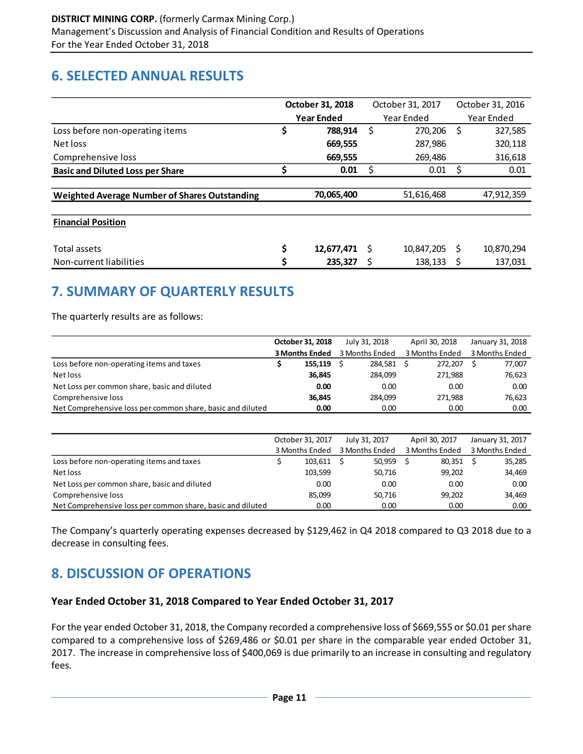## 6. SELECTED ANNUAL RESULTS

| | October 31, 2018 Year Ended | October 31, 2017 Year Ended | October 31, 2016 Year Ended |
|---|---|---|---|
| Loss before non-operating items | $ 788,914 | $ 270,206 | $ 327,585 |
| Net loss | 669,555 | 287,986 | 320,118 |
| Comprehensive loss | 669,555 | 269,486 | 316,618 |
| **Basic and Diluted Loss per Share** | $ 0.01 | $ 0.01 | $ 0.01 |
| **Weighted Average Number of Shares Outstanding** | 70,065,400 | 51,616,468 | 47,912,359 |

| **Financial Position** | | | |
|---|---|---|---|
| Total assets | $ 12,677,471 | $ 10,847,205 | $ 10,870,294 |
| Non-current liabilities | $ 235,327 | $ 138,133 | $ 137,031 |

## 7. SUMMARY OF QUARTERLY RESULTS

The quarterly results are as follows:

| | October 31, 2018 3 Months Ended | July 31, 2018 3 Months Ended | April 30, 2018 3 Months Ended | January 31, 2018 3 Months Ended |
|---|---|---|---|---|
| Loss before non-operating items and taxes | $ 155,119 | $ 284,581 | $ 272,207 | $ 77,007 |
| Net loss | 36,845 | 284,099 | 271,988 | 76,623 |
| Net Loss per common share, basic and diluted | 0.00 | 0.00 | 0.00 | 0.00 |
| Comprehensive loss | 36,845 | 284,099 | 271,988 | 76,623 |
| Net Comprehensive loss per common share, basic and diluted | 0.00 | 0.00 | 0.00 | 0.00 |

| | October 31, 2017 3 Months Ended | July 31, 2017 3 Months Ended | April 30, 2017 3 Months Ended | January 31, 2017 3 Months Ended |
|---|---|---|---|---|
| Loss before non-operating items and taxes | $ 103,611 | $ 50,959 | $ 80,351 | $ 35,285 |
| Net loss | 103,599 | 50,716 | 99,202 | 34,469 |
| Net Loss per common share, basic and diluted | 0.00 | 0.00 | 0.00 | 0.00 |
| Comprehensive loss | 85,099 | 50,716 | 99,202 | 34,469 |
| Net Comprehensive loss per common share, basic and diluted | 0.00 | 0.00 | 0.00 | 0.00 |

The Company's quarterly operating expenses decreased by $129,462 in Q4 2018 compared to Q3 2018 due to a decrease in consulting fees.

## 8. DISCUSSION OF OPERATIONS

### Year Ended October 31, 2018 Compared to Year Ended October 31, 2017

For the year ended October 31, 2018, the Company recorded a comprehensive loss of $669,555 or $0.01 per share compared to a comprehensive loss of $269,486 or $0.01 per share in the comparable year ended October 31, 2017. The increase in comprehensive loss of $400,069 is due primarily to an increase in consulting and regulatory fees.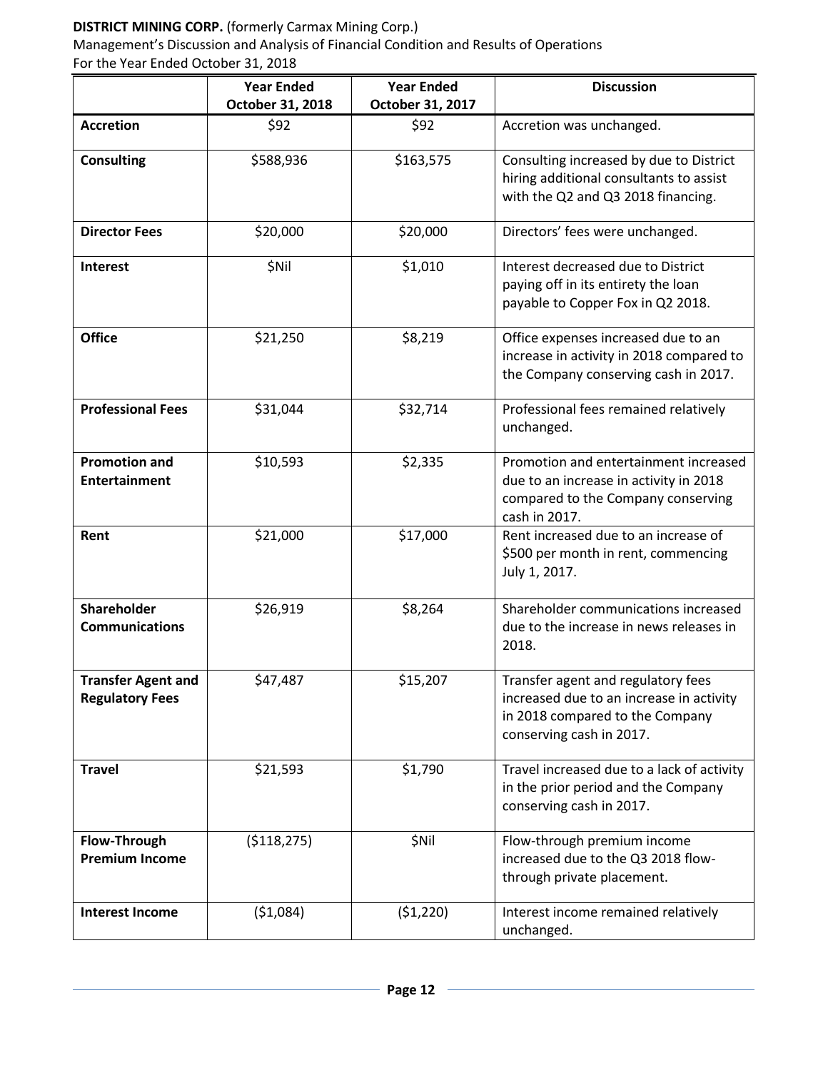| | Year Ended October 31, 2018 | Year Ended October 31, 2017 | Discussion |
|---|---|---|---|
| **Accretion** | $92 | $92 | Accretion was unchanged. |
| **Consulting** | $588,936 | $163,575 | Consulting increased by due to District hiring additional consultants to assist with the Q2 and Q3 2018 financing. |
| **Director Fees** | $20,000 | $20,000 | Directors' fees were unchanged. |
| **Interest** | $Nil | $1,010 | Interest decreased due to District paying off in its entirety the loan payable to Copper Fox in Q2 2018. |
| **Office** | $21,250 | $8,219 | Office expenses increased due to an increase in activity in 2018 compared to the Company conserving cash in 2017. |
| **Professional Fees** | $31,044 | $32,714 | Professional fees remained relatively unchanged. |
| **Promotion and Entertainment** | $10,593 | $2,335 | Promotion and entertainment increased due to an increase in activity in 2018 compared to the Company conserving cash in 2017. |
| **Rent** | $21,000 | $17,000 | Rent increased due to an increase of $500 per month in rent, commencing July 1, 2017. |
| **Shareholder Communications** | $26,919 | $8,264 | Shareholder communications increased due to the increase in news releases in 2018. |
| **Transfer Agent and Regulatory Fees** | $47,487 | $15,207 | Transfer agent and regulatory fees increased due to an increase in activity in 2018 compared to the Company conserving cash in 2017. |
| **Travel** | $21,593 | $1,790 | Travel increased due to a lack of activity in the prior period and the Company conserving cash in 2017. |
| **Flow-Through Premium Income** | ($118,275) | $Nil | Flow-through premium income increased due to the Q3 2018 flow-through private placement. |
| **Interest Income** | ($1,084) | ($1,220) | Interest income remained relatively unchanged. |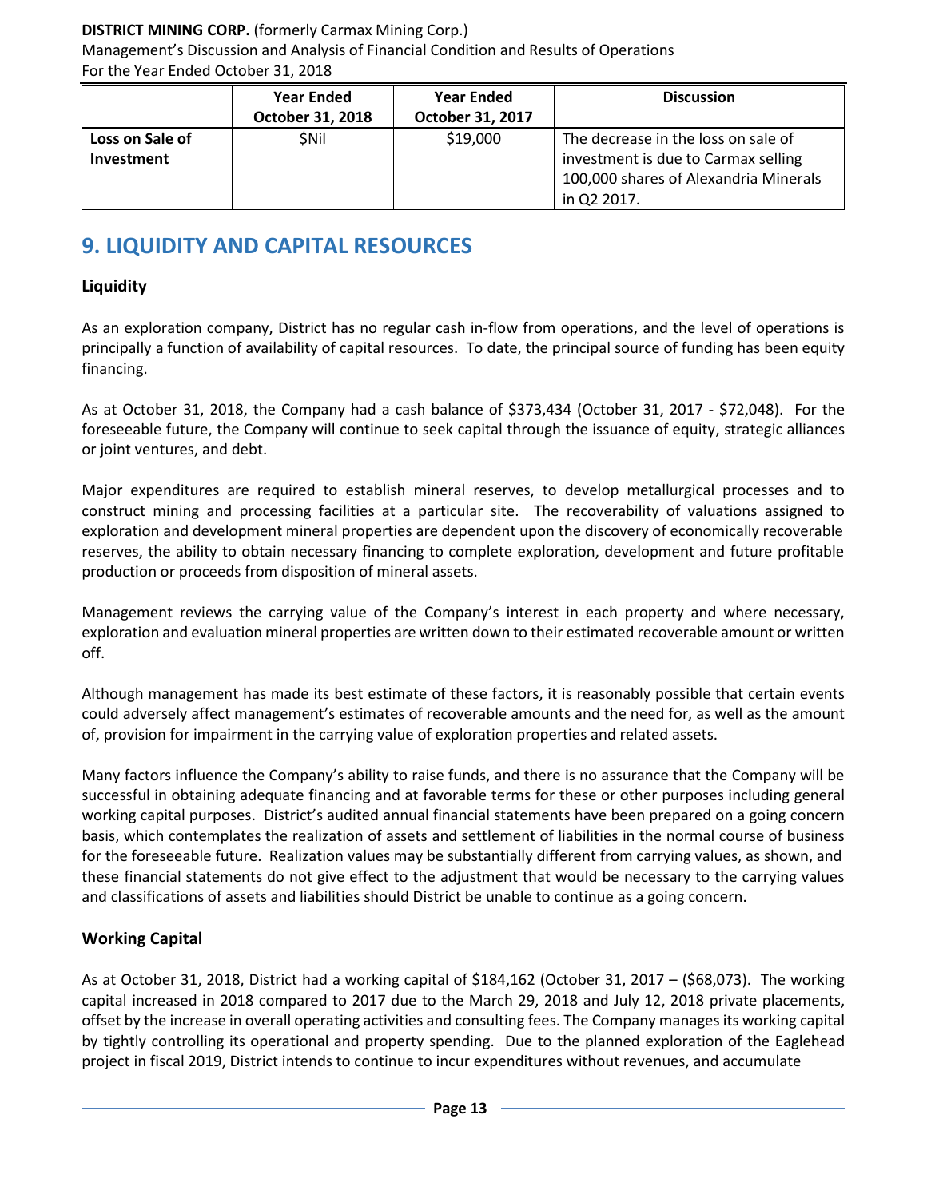| | Year Ended October 31, 2018 | Year Ended October 31, 2017 | Discussion |
|---|---|---|---|
| **Loss on Sale of Investment** | $Nil | $19,000 | The decrease in the loss on sale of investment is due to Carmax selling 100,000 shares of Alexandria Minerals in Q2 2017. |

# 9. LIQUIDITY AND CAPITAL RESOURCES

### Liquidity

As an exploration company, District has no regular cash in-flow from operations, and the level of operations is principally a function of availability of capital resources. To date, the principal source of funding has been equity financing.

As at October 31, 2018, the Company had a cash balance of $373,434 (October 31, 2017 - $72,048). For the foreseeable future, the Company will continue to seek capital through the issuance of equity, strategic alliances or joint ventures, and debt.

Major expenditures are required to establish mineral reserves, to develop metallurgical processes and to construct mining and processing facilities at a particular site. The recoverability of valuations assigned to exploration and development mineral properties are dependent upon the discovery of economically recoverable reserves, the ability to obtain necessary financing to complete exploration, development and future profitable production or proceeds from disposition of mineral assets.

Management reviews the carrying value of the Company's interest in each property and where necessary, exploration and evaluation mineral properties are written down to their estimated recoverable amount or written off.

Although management has made its best estimate of these factors, it is reasonably possible that certain events could adversely affect management's estimates of recoverable amounts and the need for, as well as the amount of, provision for impairment in the carrying value of exploration properties and related assets.

Many factors influence the Company's ability to raise funds, and there is no assurance that the Company will be successful in obtaining adequate financing and at favorable terms for these or other purposes including general working capital purposes. District's audited annual financial statements have been prepared on a going concern basis, which contemplates the realization of assets and settlement of liabilities in the normal course of business for the foreseeable future. Realization values may be substantially different from carrying values, as shown, and these financial statements do not give effect to the adjustment that would be necessary to the carrying values and classifications of assets and liabilities should District be unable to continue as a going concern.

### Working Capital

As at October 31, 2018, District had a working capital of $184,162 (October 31, 2017 – ($68,073). The working capital increased in 2018 compared to 2017 due to the March 29, 2018 and July 12, 2018 private placements, offset by the increase in overall operating activities and consulting fees. The Company manages its working capital by tightly controlling its operational and property spending. Due to the planned exploration of the Eaglehead project in fiscal 2019, District intends to continue to incur expenditures without revenues, and accumulate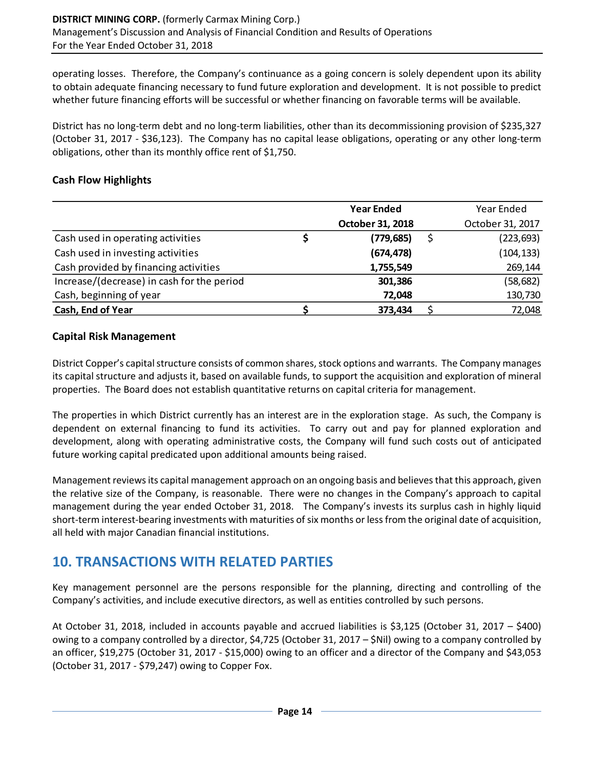operating losses. Therefore, the Company's continuance as a going concern is solely dependent upon its ability to obtain adequate financing necessary to fund future exploration and development. It is not possible to predict whether future financing efforts will be successful or whether financing on favorable terms will be available.

District has no long-term debt and no long-term liabilities, other than its decommissioning provision of $235,327 (October 31, 2017 - $36,123). The Company has no capital lease obligations, operating or any other long-term obligations, other than its monthly office rent of $1,750.

### Cash Flow Highlights

| | **Year Ended October 31, 2018** | Year Ended October 31, 2017 |
|---|---|---|
| Cash used in operating activities | **$ (779,685)** | $ (223,693) |
| Cash used in investing activities | **(674,478)** | (104,133) |
| Cash provided by financing activities | **1,755,549** | 269,144 |
| Increase/(decrease) in cash for the period | **301,386** | (58,682) |
| Cash, beginning of year | **72,048** | 130,730 |
| **Cash, End of Year** | **$ 373,434** | $ 72,048 |

### Capital Risk Management

District Copper's capital structure consists of common shares, stock options and warrants. The Company manages its capital structure and adjusts it, based on available funds, to support the acquisition and exploration of mineral properties. The Board does not establish quantitative returns on capital criteria for management.

The properties in which District currently has an interest are in the exploration stage. As such, the Company is dependent on external financing to fund its activities. To carry out and pay for planned exploration and development, along with operating administrative costs, the Company will fund such costs out of anticipated future working capital predicated upon additional amounts being raised.

Management reviews its capital management approach on an ongoing basis and believes that this approach, given the relative size of the Company, is reasonable. There were no changes in the Company's approach to capital management during the year ended October 31, 2018. The Company's invests its surplus cash in highly liquid short-term interest-bearing investments with maturities of six months or less from the original date of acquisition, all held with major Canadian financial institutions.

## 10. TRANSACTIONS WITH RELATED PARTIES

Key management personnel are the persons responsible for the planning, directing and controlling of the Company's activities, and include executive directors, as well as entities controlled by such persons.

At October 31, 2018, included in accounts payable and accrued liabilities is $3,125 (October 31, 2017 – $400) owing to a company controlled by a director, $4,725 (October 31, 2017 – $Nil) owing to a company controlled by an officer, $19,275 (October 31, 2017 - $15,000) owing to an officer and a director of the Company and $43,053 (October 31, 2017 - $79,247) owing to Copper Fox.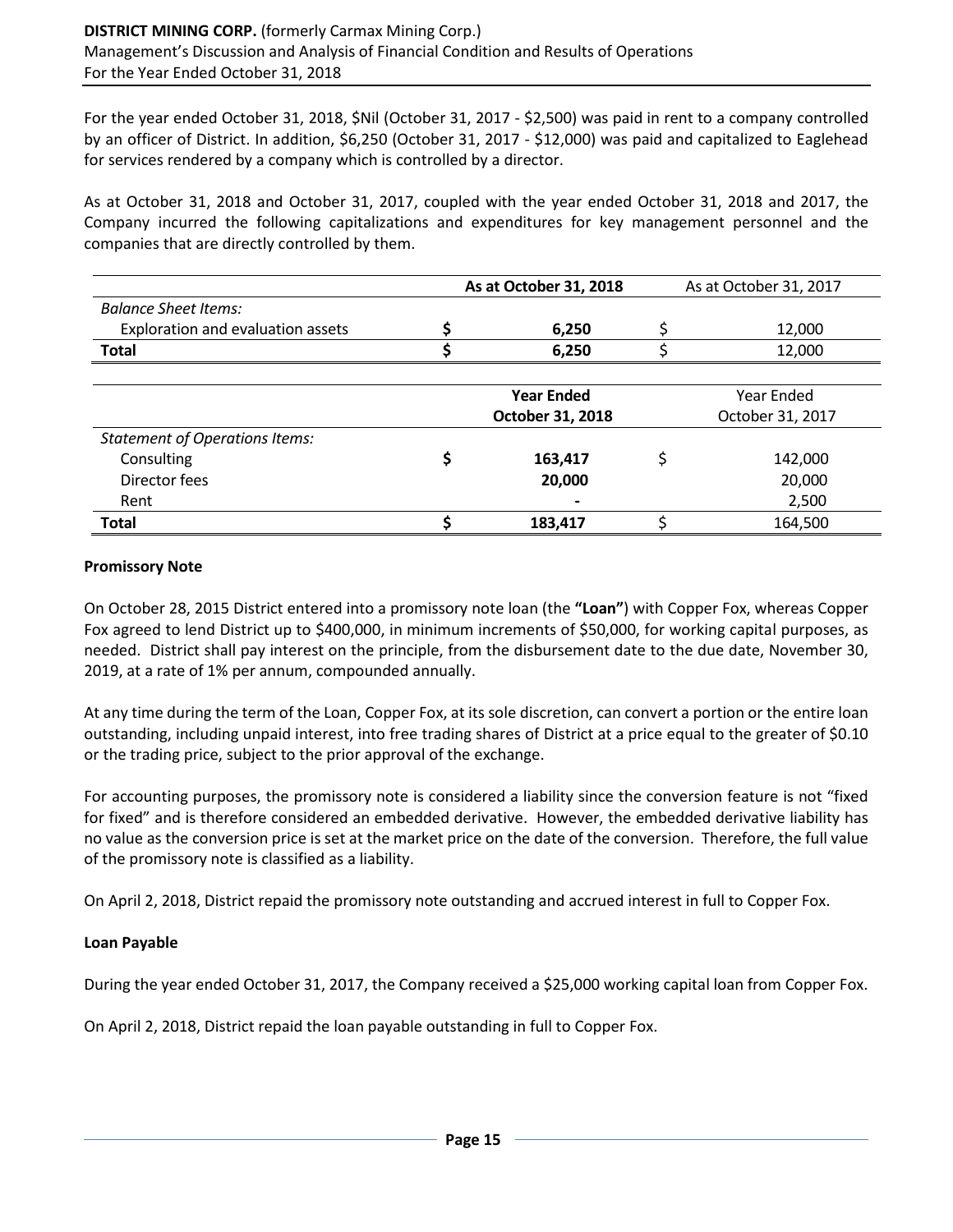For the year ended October 31, 2018, $Nil (October 31, 2017 - $2,500) was paid in rent to a company controlled by an officer of District. In addition, $6,250 (October 31, 2017 - $12,000) was paid and capitalized to Eaglehead for services rendered by a company which is controlled by a director.

As at October 31, 2018 and October 31, 2017, coupled with the year ended October 31, 2018 and 2017, the Company incurred the following capitalizations and expenditures for key management personnel and the companies that are directly controlled by them.

| | | **As at October 31, 2018** | | As at October 31, 2017 |
|---|---|---|---|---|
| *Balance Sheet Items:* | | | | |
| Exploration and evaluation assets | **$** | **6,250** | $ | 12,000 |
| **Total** | **$** | **6,250** | $ | 12,000 |

| | | **Year Ended October 31, 2018** | | Year Ended October 31, 2017 |
|---|---|---|---|---|
| *Statement of Operations Items:* | | | | |
| Consulting | **$** | **163,417** | $ | 142,000 |
| Director fees | | **20,000** | | 20,000 |
| Rent | | **-** | | 2,500 |
| **Total** | **$** | **183,417** | $ | 164,500 |

**Promissory Note**

On October 28, 2015 District entered into a promissory note loan (the **"Loan"**) with Copper Fox, whereas Copper Fox agreed to lend District up to $400,000, in minimum increments of $50,000, for working capital purposes, as needed. District shall pay interest on the principle, from the disbursement date to the due date, November 30, 2019, at a rate of 1% per annum, compounded annually.

At any time during the term of the Loan, Copper Fox, at its sole discretion, can convert a portion or the entire loan outstanding, including unpaid interest, into free trading shares of District at a price equal to the greater of $0.10 or the trading price, subject to the prior approval of the exchange.

For accounting purposes, the promissory note is considered a liability since the conversion feature is not "fixed for fixed" and is therefore considered an embedded derivative. However, the embedded derivative liability has no value as the conversion price is set at the market price on the date of the conversion. Therefore, the full value of the promissory note is classified as a liability.

On April 2, 2018, District repaid the promissory note outstanding and accrued interest in full to Copper Fox.

**Loan Payable**

During the year ended October 31, 2017, the Company received a $25,000 working capital loan from Copper Fox.

On April 2, 2018, District repaid the loan payable outstanding in full to Copper Fox.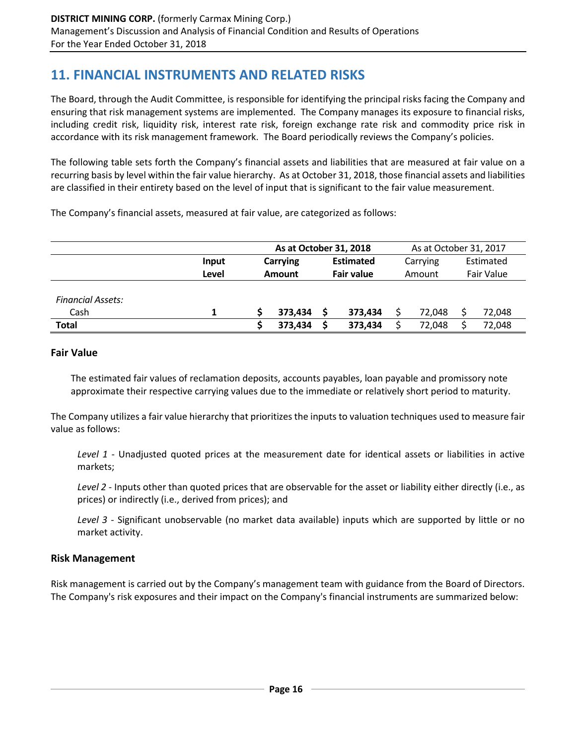## 11. FINANCIAL INSTRUMENTS AND RELATED RISKS

The Board, through the Audit Committee, is responsible for identifying the principal risks facing the Company and ensuring that risk management systems are implemented. The Company manages its exposure to financial risks, including credit risk, liquidity risk, interest rate risk, foreign exchange rate risk and commodity price risk in accordance with its risk management framework. The Board periodically reviews the Company's policies.

The following table sets forth the Company's financial assets and liabilities that are measured at fair value on a recurring basis by level within the fair value hierarchy. As at October 31, 2018, those financial assets and liabilities are classified in their entirety based on the level of input that is significant to the fair value measurement.

The Company's financial assets, measured at fair value, are categorized as follows:

| | | **As at October 31, 2018** | | As at October 31, 2017 | |
|---|---|---|---|---|---|
| | **Input Level** | **Carrying Amount** | **Estimated Fair value** | Carrying Amount | Estimated Fair Value |
| *Financial Assets:* | | | | | |
| Cash | **1** | **$ 373,434** | **$ 373,434** | $ 72,048 | $ 72,048 |
| **Total** | | **$ 373,434** | **$ 373,434** | $ 72,048 | $ 72,048 |

### Fair Value

The estimated fair values of reclamation deposits, accounts payables, loan payable and promissory note approximate their respective carrying values due to the immediate or relatively short period to maturity.

The Company utilizes a fair value hierarchy that prioritizes the inputs to valuation techniques used to measure fair value as follows:

*Level 1* - Unadjusted quoted prices at the measurement date for identical assets or liabilities in active markets;

*Level 2* - Inputs other than quoted prices that are observable for the asset or liability either directly (i.e., as prices) or indirectly (i.e., derived from prices); and

*Level 3* - Significant unobservable (no market data available) inputs which are supported by little or no market activity.

### Risk Management

Risk management is carried out by the Company's management team with guidance from the Board of Directors. The Company's risk exposures and their impact on the Company's financial instruments are summarized below: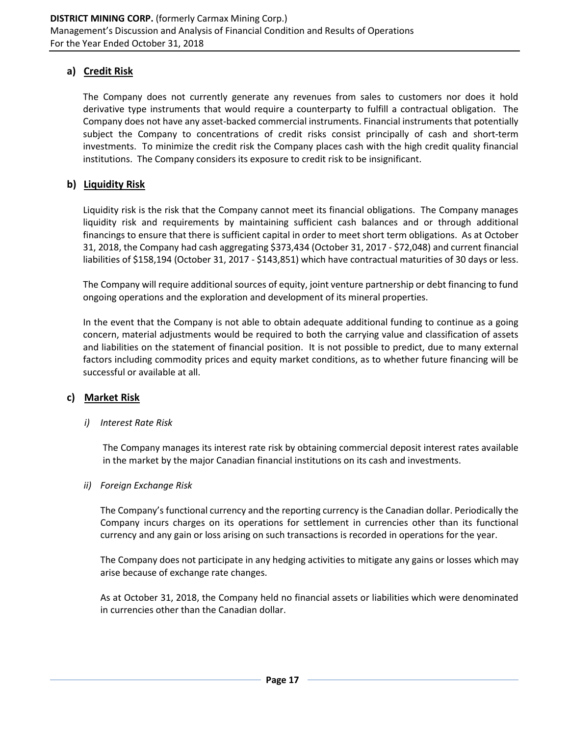## a) Credit Risk

The Company does not currently generate any revenues from sales to customers nor does it hold derivative type instruments that would require a counterparty to fulfill a contractual obligation. The Company does not have any asset-backed commercial instruments. Financial instruments that potentially subject the Company to concentrations of credit risks consist principally of cash and short-term investments. To minimize the credit risk the Company places cash with the high credit quality financial institutions. The Company considers its exposure to credit risk to be insignificant.

## b) Liquidity Risk

Liquidity risk is the risk that the Company cannot meet its financial obligations. The Company manages liquidity risk and requirements by maintaining sufficient cash balances and or through additional financings to ensure that there is sufficient capital in order to meet short term obligations. As at October 31, 2018, the Company had cash aggregating $373,434 (October 31, 2017 - $72,048) and current financial liabilities of $158,194 (October 31, 2017 - $143,851) which have contractual maturities of 30 days or less.

The Company will require additional sources of equity, joint venture partnership or debt financing to fund ongoing operations and the exploration and development of its mineral properties.

In the event that the Company is not able to obtain adequate additional funding to continue as a going concern, material adjustments would be required to both the carrying value and classification of assets and liabilities on the statement of financial position. It is not possible to predict, due to many external factors including commodity prices and equity market conditions, as to whether future financing will be successful or available at all.

## c) Market Risk

*i) Interest Rate Risk*

The Company manages its interest rate risk by obtaining commercial deposit interest rates available in the market by the major Canadian financial institutions on its cash and investments.

*ii) Foreign Exchange Risk*

The Company's functional currency and the reporting currency is the Canadian dollar. Periodically the Company incurs charges on its operations for settlement in currencies other than its functional currency and any gain or loss arising on such transactions is recorded in operations for the year.

The Company does not participate in any hedging activities to mitigate any gains or losses which may arise because of exchange rate changes.

As at October 31, 2018, the Company held no financial assets or liabilities which were denominated in currencies other than the Canadian dollar.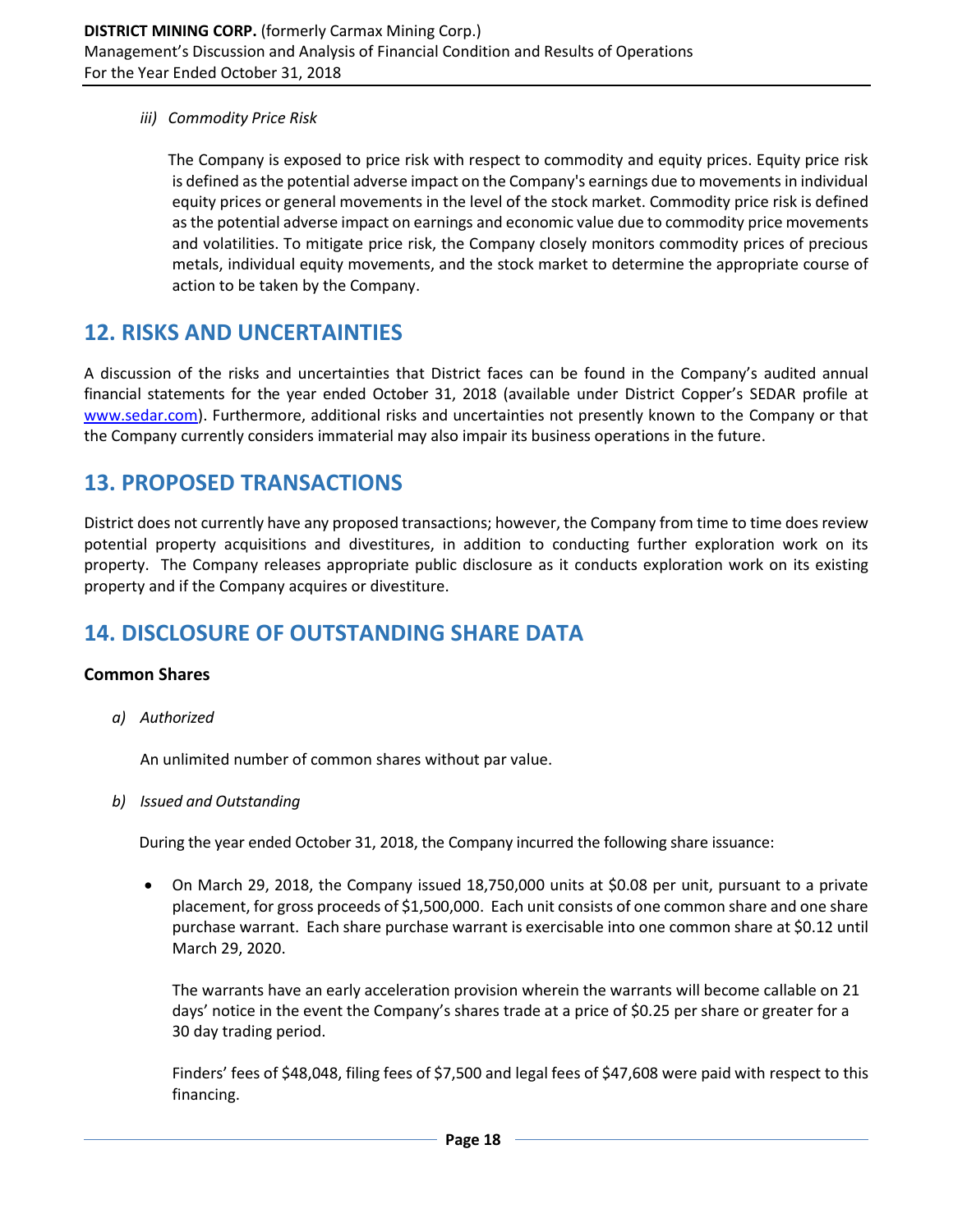*iii) Commodity Price Risk*

The Company is exposed to price risk with respect to commodity and equity prices. Equity price risk is defined as the potential adverse impact on the Company's earnings due to movements in individual equity prices or general movements in the level of the stock market. Commodity price risk is defined as the potential adverse impact on earnings and economic value due to commodity price movements and volatilities. To mitigate price risk, the Company closely monitors commodity prices of precious metals, individual equity movements, and the stock market to determine the appropriate course of action to be taken by the Company.

## 12. RISKS AND UNCERTAINTIES

A discussion of the risks and uncertainties that District faces can be found in the Company's audited annual financial statements for the year ended October 31, 2018 (available under District Copper's SEDAR profile at www.sedar.com). Furthermore, additional risks and uncertainties not presently known to the Company or that the Company currently considers immaterial may also impair its business operations in the future.

## 13. PROPOSED TRANSACTIONS

District does not currently have any proposed transactions; however, the Company from time to time does review potential property acquisitions and divestitures, in addition to conducting further exploration work on its property. The Company releases appropriate public disclosure as it conducts exploration work on its existing property and if the Company acquires or divestiture.

## 14. DISCLOSURE OF OUTSTANDING SHARE DATA

### Common Shares

*a) Authorized*

An unlimited number of common shares without par value.

*b) Issued and Outstanding*

During the year ended October 31, 2018, the Company incurred the following share issuance:

- On March 29, 2018, the Company issued 18,750,000 units at $0.08 per unit, pursuant to a private placement, for gross proceeds of $1,500,000. Each unit consists of one common share and one share purchase warrant. Each share purchase warrant is exercisable into one common share at $0.12 until March 29, 2020.

  The warrants have an early acceleration provision wherein the warrants will become callable on 21 days' notice in the event the Company's shares trade at a price of $0.25 per share or greater for a 30 day trading period.

  Finders' fees of $48,048, filing fees of $7,500 and legal fees of $47,608 were paid with respect to this financing.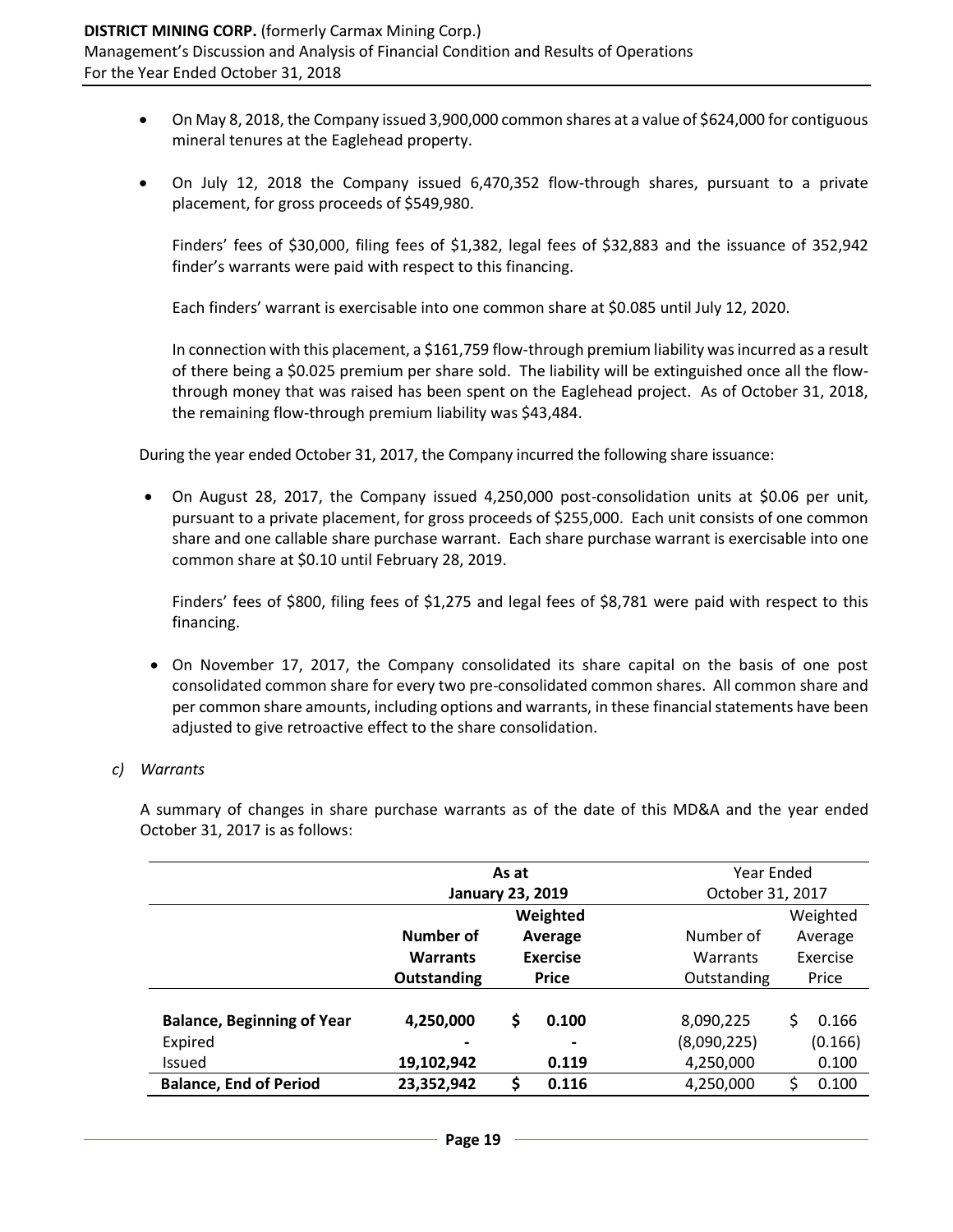- On May 8, 2018, the Company issued 3,900,000 common shares at a value of $624,000 for contiguous mineral tenures at the Eaglehead property.

- On July 12, 2018 the Company issued 6,470,352 flow-through shares, pursuant to a private placement, for gross proceeds of $549,980.

  Finders' fees of $30,000, filing fees of $1,382, legal fees of $32,883 and the issuance of 352,942 finder's warrants were paid with respect to this financing.

  Each finders' warrant is exercisable into one common share at $0.085 until July 12, 2020.

  In connection with this placement, a $161,759 flow-through premium liability was incurred as a result of there being a $0.025 premium per share sold. The liability will be extinguished once all the flow-through money that was raised has been spent on the Eaglehead project. As of October 31, 2018, the remaining flow-through premium liability was $43,484.

During the year ended October 31, 2017, the Company incurred the following share issuance:

- On August 28, 2017, the Company issued 4,250,000 post-consolidation units at $0.06 per unit, pursuant to a private placement, for gross proceeds of $255,000. Each unit consists of one common share and one callable share purchase warrant. Each share purchase warrant is exercisable into one common share at $0.10 until February 28, 2019.

  Finders' fees of $800, filing fees of $1,275 and legal fees of $8,781 were paid with respect to this financing.

- On November 17, 2017, the Company consolidated its share capital on the basis of one post consolidated common share for every two pre-consolidated common shares. All common share and per common share amounts, including options and warrants, in these financial statements have been adjusted to give retroactive effect to the share consolidation.

*c) Warrants*

A summary of changes in share purchase warrants as of the date of this MD&A and the year ended October 31, 2017 is as follows:

| | **As at January 23, 2019** | | Year Ended October 31, 2017 | |
|---|---|---|---|---|
| | **Number of Warrants Outstanding** | **Weighted Average Exercise Price** | Number of Warrants Outstanding | Weighted Average Exercise Price |
| **Balance, Beginning of Year** | **4,250,000** | **$ 0.100** | 8,090,225 | $ 0.166 |
| Expired | **-** | **-** | (8,090,225) | (0.166) |
| Issued | **19,102,942** | **0.119** | 4,250,000 | 0.100 |
| **Balance, End of Period** | **23,352,942** | **$ 0.116** | 4,250,000 | $ 0.100 |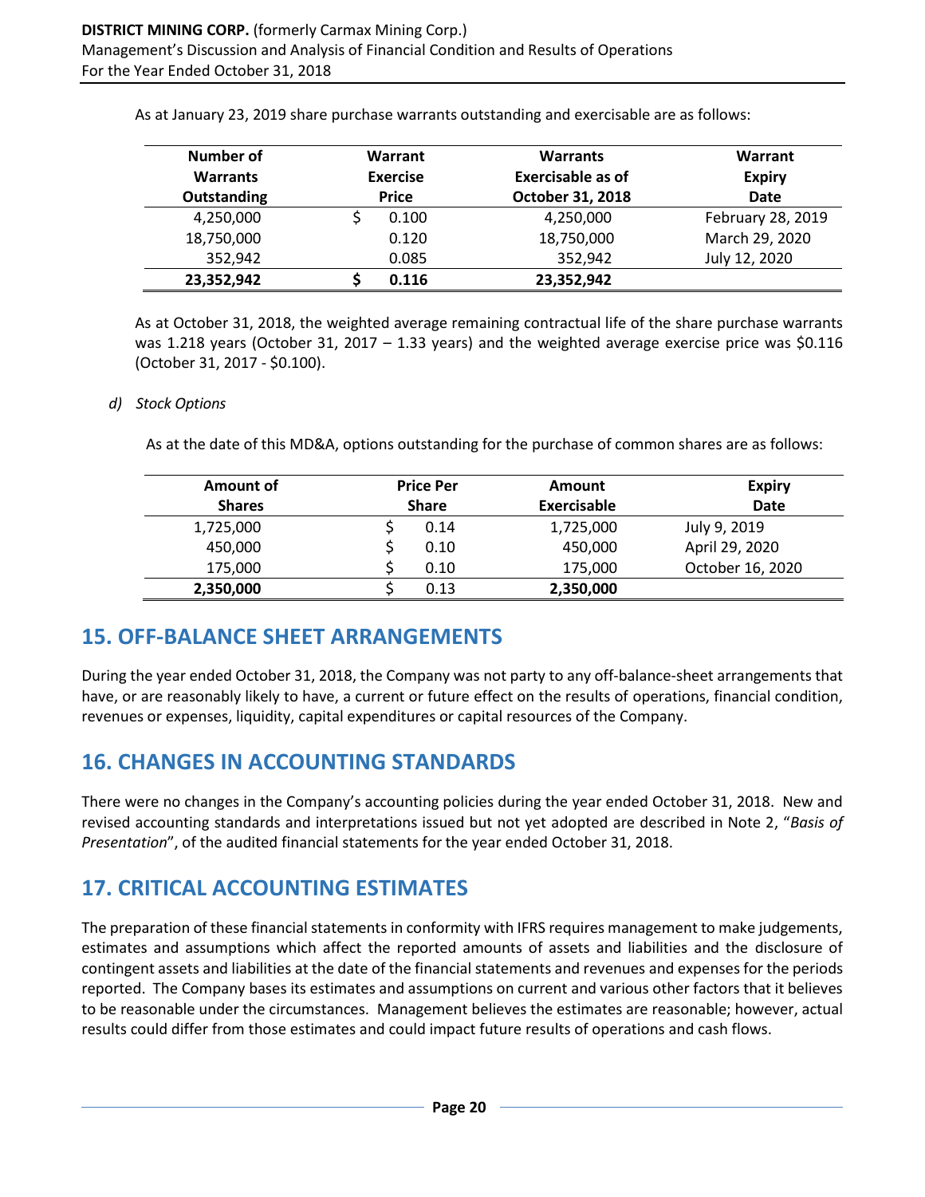As at January 23, 2019 share purchase warrants outstanding and exercisable are as follows:

| Number of Warrants Outstanding | Warrant Exercise Price | Warrants Exercisable as of October 31, 2018 | Warrant Expiry Date |
|---|---|---|---|
| 4,250,000 | $ 0.100 | 4,250,000 | February 28, 2019 |
| 18,750,000 | 0.120 | 18,750,000 | March 29, 2020 |
| 352,942 | 0.085 | 352,942 | July 12, 2020 |
| **23,352,942** | **$ 0.116** | **23,352,942** | |

As at October 31, 2018, the weighted average remaining contractual life of the share purchase warrants was 1.218 years (October 31, 2017 – 1.33 years) and the weighted average exercise price was $0.116 (October 31, 2017 - $0.100).

*d) Stock Options*

As at the date of this MD&A, options outstanding for the purchase of common shares are as follows:

| Amount of Shares | Price Per Share | Amount Exercisable | Expiry Date |
|---|---|---|---|
| 1,725,000 | $ 0.14 | 1,725,000 | July 9, 2019 |
| 450,000 | $ 0.10 | 450,000 | April 29, 2020 |
| 175,000 | $ 0.10 | 175,000 | October 16, 2020 |
| **2,350,000** | $ 0.13 | **2,350,000** | |

## 15. OFF-BALANCE SHEET ARRANGEMENTS

During the year ended October 31, 2018, the Company was not party to any off-balance-sheet arrangements that have, or are reasonably likely to have, a current or future effect on the results of operations, financial condition, revenues or expenses, liquidity, capital expenditures or capital resources of the Company.

## 16. CHANGES IN ACCOUNTING STANDARDS

There were no changes in the Company's accounting policies during the year ended October 31, 2018. New and revised accounting standards and interpretations issued but not yet adopted are described in Note 2, "*Basis of Presentation*", of the audited financial statements for the year ended October 31, 2018.

## 17. CRITICAL ACCOUNTING ESTIMATES

The preparation of these financial statements in conformity with IFRS requires management to make judgements, estimates and assumptions which affect the reported amounts of assets and liabilities and the disclosure of contingent assets and liabilities at the date of the financial statements and revenues and expenses for the periods reported. The Company bases its estimates and assumptions on current and various other factors that it believes to be reasonable under the circumstances. Management believes the estimates are reasonable; however, actual results could differ from those estimates and could impact future results of operations and cash flows.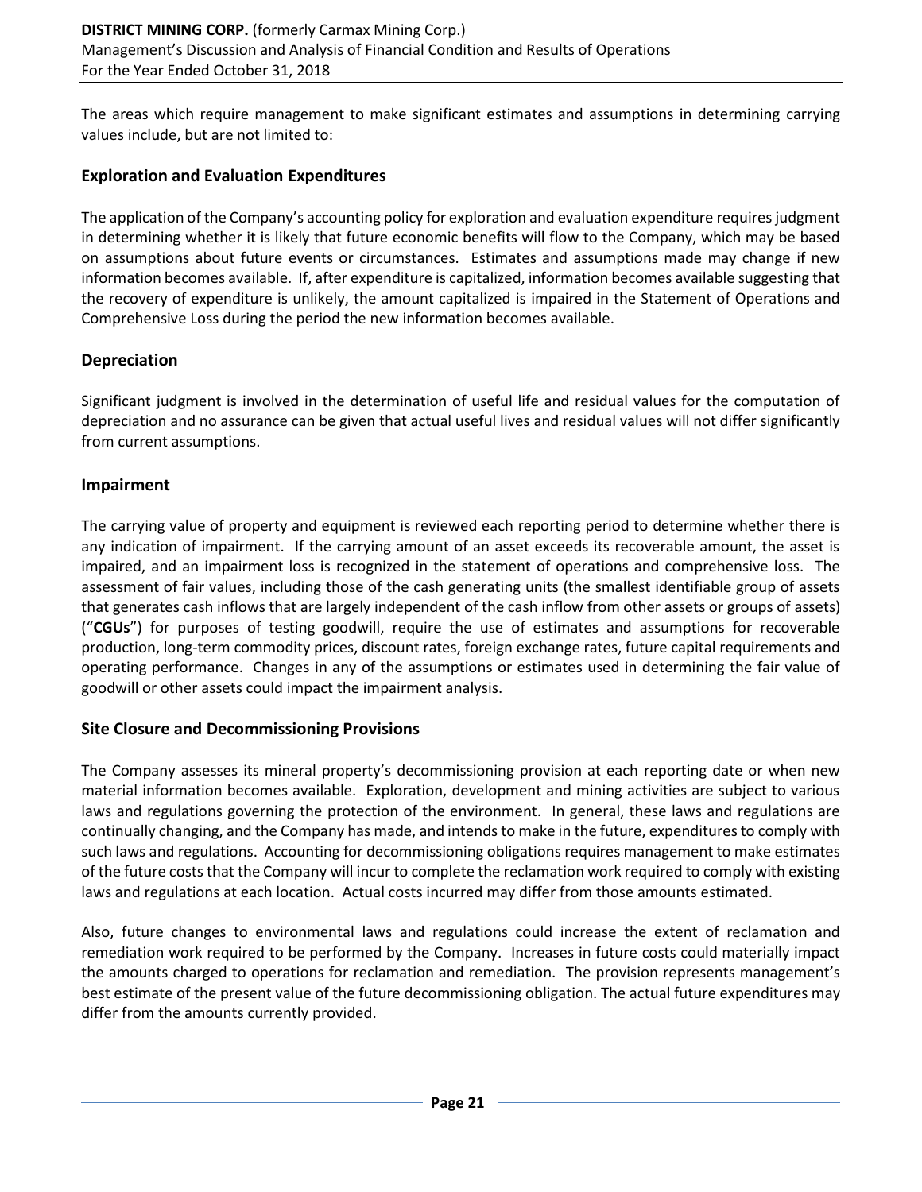The areas which require management to make significant estimates and assumptions in determining carrying values include, but are not limited to:

### Exploration and Evaluation Expenditures

The application of the Company's accounting policy for exploration and evaluation expenditure requires judgment in determining whether it is likely that future economic benefits will flow to the Company, which may be based on assumptions about future events or circumstances. Estimates and assumptions made may change if new information becomes available. If, after expenditure is capitalized, information becomes available suggesting that the recovery of expenditure is unlikely, the amount capitalized is impaired in the Statement of Operations and Comprehensive Loss during the period the new information becomes available.

### Depreciation

Significant judgment is involved in the determination of useful life and residual values for the computation of depreciation and no assurance can be given that actual useful lives and residual values will not differ significantly from current assumptions.

### Impairment

The carrying value of property and equipment is reviewed each reporting period to determine whether there is any indication of impairment. If the carrying amount of an asset exceeds its recoverable amount, the asset is impaired, and an impairment loss is recognized in the statement of operations and comprehensive loss. The assessment of fair values, including those of the cash generating units (the smallest identifiable group of assets that generates cash inflows that are largely independent of the cash inflow from other assets or groups of assets) ("**CGUs**") for purposes of testing goodwill, require the use of estimates and assumptions for recoverable production, long-term commodity prices, discount rates, foreign exchange rates, future capital requirements and operating performance. Changes in any of the assumptions or estimates used in determining the fair value of goodwill or other assets could impact the impairment analysis.

### Site Closure and Decommissioning Provisions

The Company assesses its mineral property's decommissioning provision at each reporting date or when new material information becomes available. Exploration, development and mining activities are subject to various laws and regulations governing the protection of the environment. In general, these laws and regulations are continually changing, and the Company has made, and intends to make in the future, expenditures to comply with such laws and regulations. Accounting for decommissioning obligations requires management to make estimates of the future costs that the Company will incur to complete the reclamation work required to comply with existing laws and regulations at each location. Actual costs incurred may differ from those amounts estimated.

Also, future changes to environmental laws and regulations could increase the extent of reclamation and remediation work required to be performed by the Company. Increases in future costs could materially impact the amounts charged to operations for reclamation and remediation. The provision represents management's best estimate of the present value of the future decommissioning obligation. The actual future expenditures may differ from the amounts currently provided.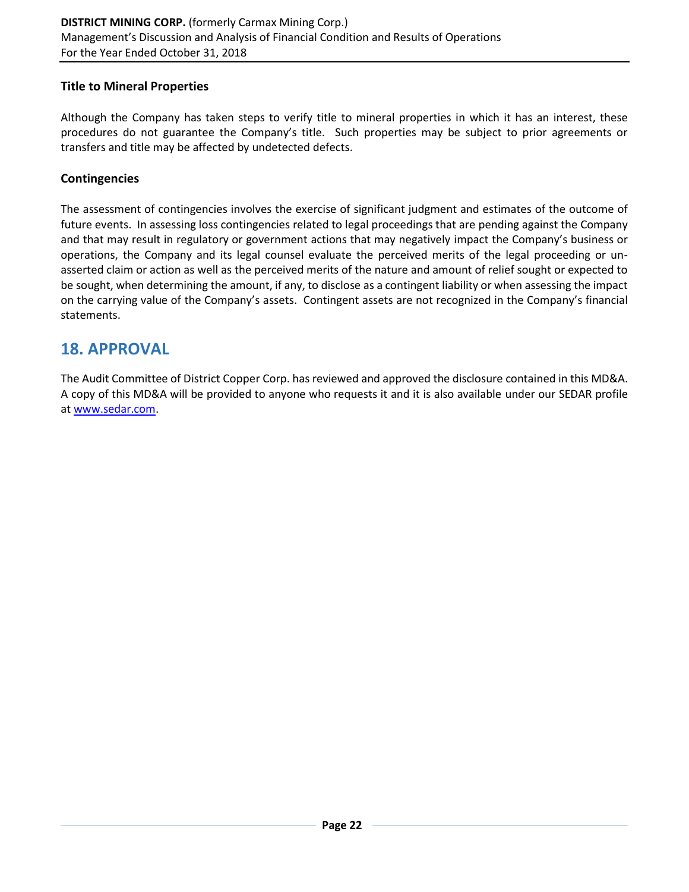### Title to Mineral Properties

Although the Company has taken steps to verify title to mineral properties in which it has an interest, these procedures do not guarantee the Company's title. Such properties may be subject to prior agreements or transfers and title may be affected by undetected defects.

### Contingencies

The assessment of contingencies involves the exercise of significant judgment and estimates of the outcome of future events. In assessing loss contingencies related to legal proceedings that are pending against the Company and that may result in regulatory or government actions that may negatively impact the Company's business or operations, the Company and its legal counsel evaluate the perceived merits of the legal proceeding or un-asserted claim or action as well as the perceived merits of the nature and amount of relief sought or expected to be sought, when determining the amount, if any, to disclose as a contingent liability or when assessing the impact on the carrying value of the Company's assets. Contingent assets are not recognized in the Company's financial statements.

## 18. APPROVAL

The Audit Committee of District Copper Corp. has reviewed and approved the disclosure contained in this MD&A. A copy of this MD&A will be provided to anyone who requests it and it is also available under our SEDAR profile at www.sedar.com.